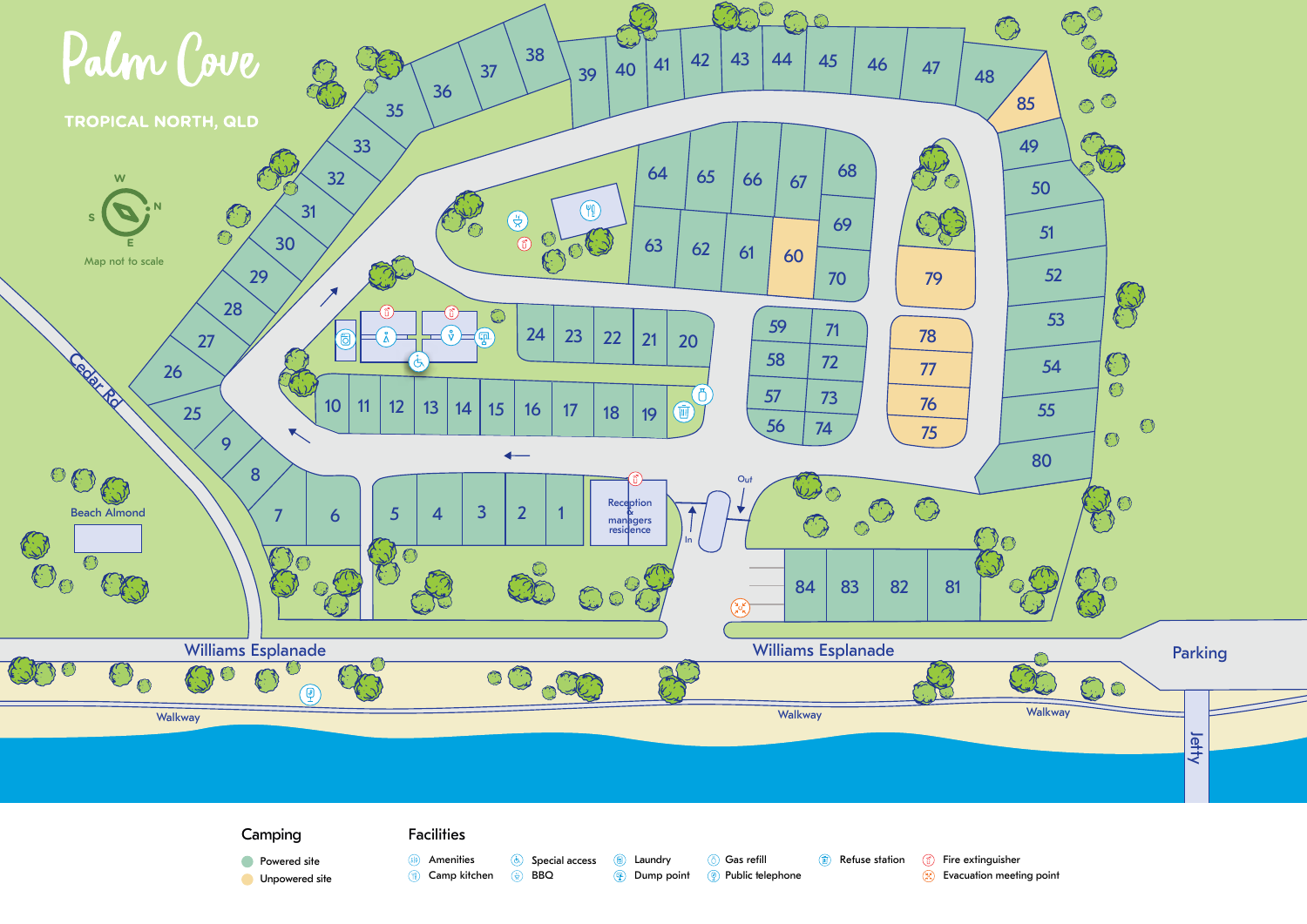# Palm Cove

TROPICAL NORTH, QLD

W N E S

Map not to scale

Cedar Rd

Beach Almond

Reception & managers residence

Out

In

Williams Esplanade

Williams Esplanade

Parking

Walkway

Walkway

Walkway

Jetty

1 2 3 4 5 6 7 8 9 10 11 12 13 14 15 16 17 18 19 20 21 22 23 24 25 26 27 28 29 30 31 32 33 35 36 37 38 39 40 41 42 43 44 45 46 47 48 49 50 51 52 53 54 55 56 57 58 59 60 61 62 63 64 65 66 67 68 69 70 71 72 73 74 75 76 77 78 79 80 81 82 83 84 85

## Camping

- Powered site
- Unpowered site

## Facilities

- Amenities
- Camp kitchen
- Special access
- BBQ
- Laundry
- Dump point
- Gas refill
- Public telephone
- Refuse station
- Fire extinguisher
- Evacuation meeting point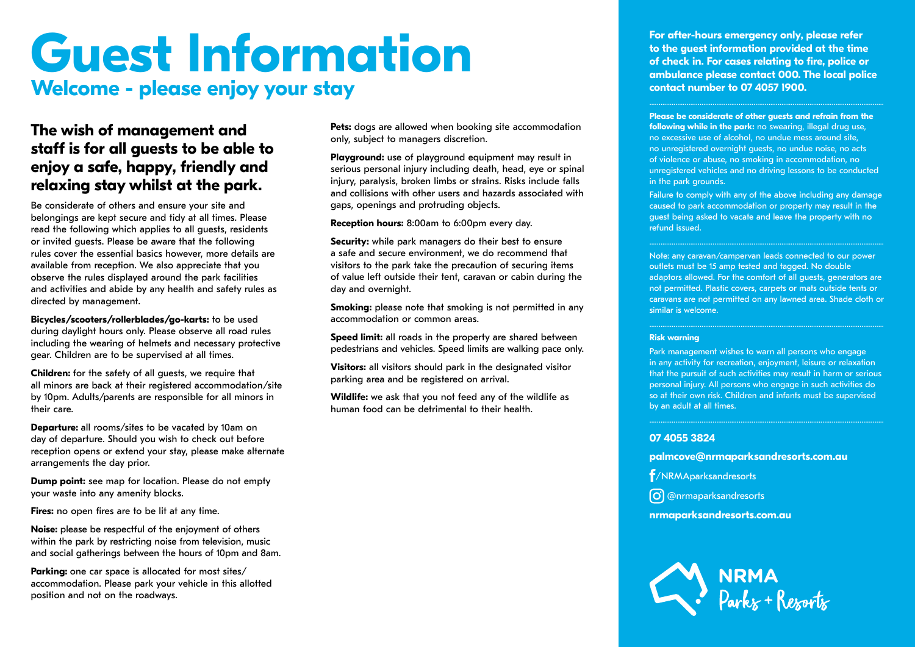# Guest Information

## Welcome - please enjoy your stay

### The wish of management and staff is for all guests to be able to enjoy a safe, happy, friendly and relaxing stay whilst at the park.

Be considerate of others and ensure your site and belongings are kept secure and tidy at all times. Please read the following which applies to all guests, residents or invited guests. Please be aware that the following rules cover the essential basics however, more details are available from reception. We also appreciate that you observe the rules displayed around the park facilities and activities and abide by any health and safety rules as directed by management.

**Bicycles/scooters/rollerblades/go-karts:** to be used during daylight hours only. Please observe all road rules including the wearing of helmets and necessary protective gear. Children are to be supervised at all times.

**Children:** for the safety of all guests, we require that all minors are back at their registered accommodation/site by 10pm. Adults/parents are responsible for all minors in their care.

**Departure:** all rooms/sites to be vacated by 10am on day of departure. Should you wish to check out before reception opens or extend your stay, please make alternate arrangements the day prior.

**Dump point:** see map for location. Please do not empty your waste into any amenity blocks.

**Fires:** no open fires are to be lit at any time.

**Noise:** please be respectful of the enjoyment of others within the park by restricting noise from television, music and social gatherings between the hours of 10pm and 8am.

**Parking:** one car space is allocated for most sites/accommodation. Please park your vehicle in this allotted position and not on the roadways.

**Pets:** dogs are allowed when booking site accommodation only, subject to managers discretion.

**Playground:** use of playground equipment may result in serious personal injury including death, head, eye or spinal injury, paralysis, broken limbs or strains. Risks include falls and collisions with other users and hazards associated with gaps, openings and protruding objects.

**Reception hours:** 8:00am to 6:00pm every day.

**Security:** while park managers do their best to ensure a safe and secure environment, we do recommend that visitors to the park take the precaution of securing items of value left outside their tent, caravan or cabin during the day and overnight.

**Smoking:** please note that smoking is not permitted in any accommodation or common areas.

**Speed limit:** all roads in the property are shared between pedestrians and vehicles. Speed limits are walking pace only.

**Visitors:** all visitors should park in the designated visitor parking area and be registered on arrival.

**Wildlife:** we ask that you not feed any of the wildlife as human food can be detrimental to their health.

**For after-hours emergency only, please refer to the guest information provided at the time of check in. For cases relating to fire, police or ambulance please contact 000. The local police contact number to 07 4057 1900.**

**Please be considerate of other guests and refrain from the following while in the park:** no swearing, illegal drug use, no excessive use of alcohol, no undue mess around site, no unregistered overnight guests, no undue noise, no acts of violence or abuse, no smoking in accommodation, no unregistered vehicles and no driving lessons to be conducted in the park grounds.

Failure to comply with any of the above including any damage caused to park accommodation or property may result in the guest being asked to vacate and leave the property with no refund issued.

Note: any caravan/campervan leads connected to our power outlets must be 15 amp tested and tagged. No double adaptors allowed. For the comfort of all guests, generators are not permitted. Plastic covers, carpets or mats outside tents or caravans are not permitted on any lawned area. Shade cloth or similar is welcome.

**Risk warning**

Park management wishes to warn all persons who engage in any activity for recreation, enjoyment, leisure or relaxation that the pursuit of such activities may result in harm or serious personal injury. All persons who engage in such activities do so at their own risk. Children and infants must be supervised by an adult at all times.

**07 4055 3824**

**palmcove@nrmaparksandresorts.com.au**

/NRMAparksandresorts

@nrmaparksandresorts

**nrmaparksandresorts.com.au**

NRMA Parks + Resorts